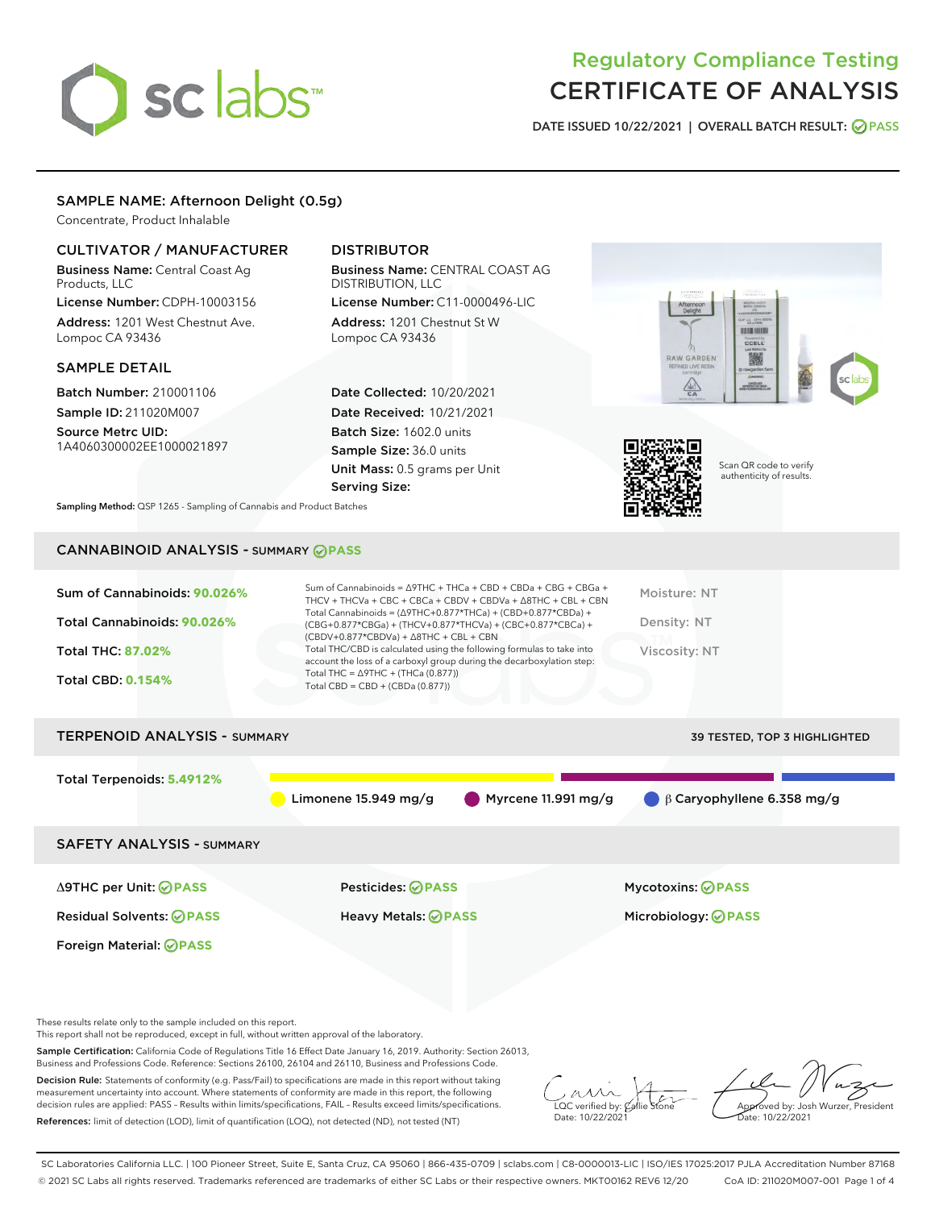# Regulatory Compliance Testing
# CERTIFICATE OF ANALYSIS

DATE ISSUED 10/22/2021 | OVERALL BATCH RESULT: PASS

## SAMPLE NAME: Afternoon Delight (0.5g)

Concentrate, Product Inhalable

### CULTIVATOR / MANUFACTURER

**Business Name:** Central Coast Ag Products, LLC
**License Number:** CDPH-10003156
**Address:** 1201 West Chestnut Ave. Lompoc CA 93436

### DISTRIBUTOR

**Business Name:** CENTRAL COAST AG DISTRIBUTION, LLC
**License Number:** C11-0000496-LIC
**Address:** 1201 Chestnut St W Lompoc CA 93436

### SAMPLE DETAIL

**Batch Number:** 210001106
**Sample ID:** 211020M007
**Source Metrc UID:** 1A4060300002EE1000021897

**Date Collected:** 10/20/2021
**Date Received:** 10/21/2021
**Batch Size:** 1602.0 units
**Sample Size:** 36.0 units
**Unit Mass:** 0.5 grams per Unit
**Serving Size:**

Scan QR code to verify authenticity of results.

**Sampling Method:** QSP 1265 - Sampling of Cannabis and Product Batches

## CANNABINOID ANALYSIS - SUMMARY PASS

**Sum of Cannabinoids: 90.026%**
**Total Cannabinoids: 90.026%**
**Total THC: 87.02%**
**Total CBD: 0.154%**

Sum of Cannabinoids = Δ9THC + THCa + CBD + CBDa + CBG + CBGa + THCV + THCVa + CBC + CBCa + CBDV + CBDVa + Δ8THC + CBL + CBN
Total Cannabinoids = (Δ9THC+0.877*THCa) + (CBD+0.877*CBDa) + (CBG+0.877*CBGa) + (THCV+0.877*THCVa) + (CBC+0.877*CBCa) + (CBDV+0.877*CBDVa) + Δ8THC + CBL + CBN
Total THC/CBD is calculated using the following formulas to take into account the loss of a carboxyl group during the decarboxylation step:
Total THC = Δ9THC + (THCa (0.877))
Total CBD = CBD + (CBDa (0.877))

Moisture: NT
Density: NT
Viscosity: NT

## TERPENOID ANALYSIS - SUMMARY

39 TESTED, TOP 3 HIGHLIGHTED

**Total Terpenoids: 5.4912%**

Limonene 15.949 mg/g | Myrcene 11.991 mg/g | β Caryophyllene 6.358 mg/g

## SAFETY ANALYSIS - SUMMARY

| | | |
|---|---|---|
| Δ9THC per Unit: PASS | Pesticides: PASS | Mycotoxins: PASS |
| Residual Solvents: PASS | Heavy Metals: PASS | Microbiology: PASS |
| Foreign Material: PASS | | |

These results relate only to the sample included on this report.
This report shall not be reproduced, except in full, without written approval of the laboratory.

**Sample Certification:** California Code of Regulations Title 16 Effect Date January 16, 2019. Authority: Section 26013, Business and Professions Code. Reference: Sections 26100, 26104 and 26110, Business and Professions Code.

**Decision Rule:** Statements of conformity (e.g. Pass/Fail) to specifications are made in this report without taking measurement uncertainty into account. Where statements of conformity are made in this report, the following decision rules are applied: PASS – Results within limits/specifications, FAIL – Results exceed limits/specifications.

**References:** limit of detection (LOD), limit of quantification (LOQ), not detected (ND), not tested (NT)

LQC verified by: Callie Stone
Date: 10/22/2021

Approved by: Josh Wurzer, President
Date: 10/22/2021

SC Laboratories California LLC. | 100 Pioneer Street, Suite E, Santa Cruz, CA 95060 | 866-435-0709 | sclabs.com | C8-0000013-LIC | ISO/IES 17025:2017 PJLA Accreditation Number 87168
© 2021 SC Labs all rights reserved. Trademarks referenced are trademarks of either SC Labs or their respective owners. MKT00162 REV6 12/20 CoA ID: 211020M007-001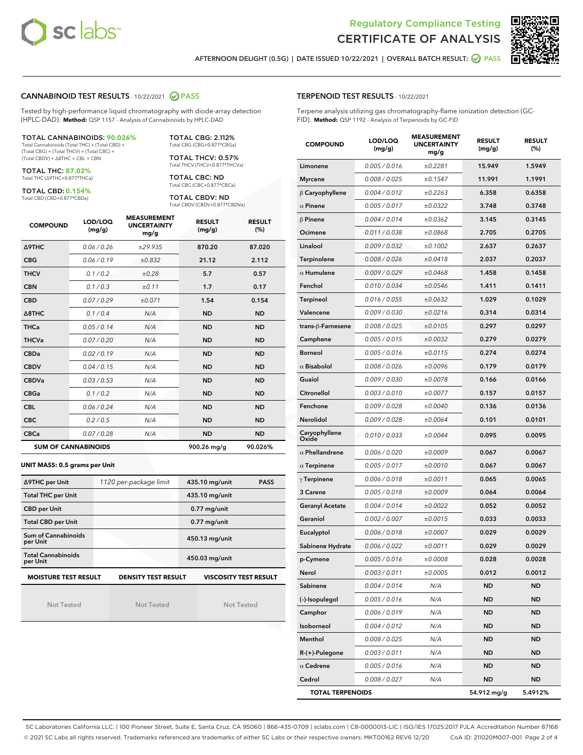Regulatory Compliance Testing
CERTIFICATE OF ANALYSIS

AFTERNOON DELIGHT (0.5G) | DATE ISSUED 10/22/2021 | OVERALL BATCH RESULT: PASS

## CANNABINOID TEST RESULTS - 10/22/2021 PASS

Tested by high-performance liquid chromatography with diode-array detection (HPLC-DAD). **Method:** QSP 1157 - Analysis of Cannabinoids by HPLC-DAD

**TOTAL CANNABINOIDS: 90.026%**
Total Cannabinoids (Total THC) + (Total CBD) + (Total CBG) + (Total THCV) + (Total CBC) + (Total CBDV) + Δ8THC + CBL + CBN

**TOTAL THC: 87.02%**
Total THC (Δ9THC+0.877*THCa)

**TOTAL CBD: 0.154%**
Total CBD (CBD+0.877*CBDa)

**TOTAL CBG: 2.112%**
Total CBG (CBG+0.877*CBGa)

**TOTAL THCV: 0.57%**
Total THCV (THCV+0.877*THCVa)

**TOTAL CBC: ND**
Total CBC (CBC+0.877*CBCa)

**TOTAL CBDV: ND**
Total CBDV (CBDV+0.877*CBDVa)

| COMPOUND | LOD/LOQ (mg/g) | MEASUREMENT UNCERTAINTY mg/g | RESULT (mg/g) | RESULT (%) |
|---|---|---|---|---|
| Δ9THC | 0.06 / 0.26 | ±29.935 | 870.20 | 87.020 |
| CBG | 0.06 / 0.19 | ±0.832 | 21.12 | 2.112 |
| THCV | 0.1 / 0.2 | ±0.28 | 5.7 | 0.57 |
| CBN | 0.1 / 0.3 | ±0.11 | 1.7 | 0.17 |
| CBD | 0.07 / 0.29 | ±0.071 | 1.54 | 0.154 |
| Δ8THC | 0.1 / 0.4 | N/A | ND | ND |
| THCa | 0.05 / 0.14 | N/A | ND | ND |
| THCVa | 0.07 / 0.20 | N/A | ND | ND |
| CBDa | 0.02 / 0.19 | N/A | ND | ND |
| CBDV | 0.04 / 0.15 | N/A | ND | ND |
| CBDVa | 0.03 / 0.53 | N/A | ND | ND |
| CBGa | 0.1 / 0.2 | N/A | ND | ND |
| CBL | 0.06 / 0.24 | N/A | ND | ND |
| CBC | 0.2 / 0.5 | N/A | ND | ND |
| CBCa | 0.07 / 0.28 | N/A | ND | ND |
| **SUM OF CANNABINOIDS** | | | 900.26 mg/g | 90.026% |

**UNIT MASS: 0.5 grams per Unit**

| Δ9THC per Unit | 1120 per-package limit | 435.10 mg/unit | PASS |
|---|---|---|---|
| Total THC per Unit | | 435.10 mg/unit | |
| CBD per Unit | | 0.77 mg/unit | |
| Total CBD per Unit | | 0.77 mg/unit | |
| Sum of Cannabinoids per Unit | | 450.13 mg/unit | |
| Total Cannabinoids per Unit | | 450.03 mg/unit | |

| MOISTURE TEST RESULT | DENSITY TEST RESULT | VISCOSITY TEST RESULT |
|---|---|---|
| Not Tested | Not Tested | Not Tested |

## TERPENOID TEST RESULTS - 10/22/2021

Terpene analysis utilizing gas chromatography-flame ionization detection (GC-FID). **Method:** QSP 1192 - Analysis of Terpenoids by GC-FID

| COMPOUND | LOD/LOQ (mg/g) | MEASUREMENT UNCERTAINTY mg/g | RESULT (mg/g) | RESULT (%) |
|---|---|---|---|---|
| Limonene | 0.005 / 0.016 | ±0.2281 | 15.949 | 1.5949 |
| Myrcene | 0.008 / 0.025 | ±0.1547 | 11.991 | 1.1991 |
| β Caryophyllene | 0.004 / 0.012 | ±0.2263 | 6.358 | 0.6358 |
| α Pinene | 0.005 / 0.017 | ±0.0322 | 3.748 | 0.3748 |
| β Pinene | 0.004 / 0.014 | ±0.0362 | 3.145 | 0.3145 |
| Ocimene | 0.011 / 0.038 | ±0.0868 | 2.705 | 0.2705 |
| Linalool | 0.009 / 0.032 | ±0.1002 | 2.637 | 0.2637 |
| Terpinolene | 0.008 / 0.026 | ±0.0418 | 2.037 | 0.2037 |
| α Humulene | 0.009 / 0.029 | ±0.0468 | 1.458 | 0.1458 |
| Fenchol | 0.010 / 0.034 | ±0.0546 | 1.411 | 0.1411 |
| Terpineol | 0.016 / 0.055 | ±0.0632 | 1.029 | 0.1029 |
| Valencene | 0.009 / 0.030 | ±0.0216 | 0.314 | 0.0314 |
| trans-β-Farnesene | 0.008 / 0.025 | ±0.0105 | 0.297 | 0.0297 |
| Camphene | 0.005 / 0.015 | ±0.0032 | 0.279 | 0.0279 |
| Borneol | 0.005 / 0.016 | ±0.0115 | 0.274 | 0.0274 |
| α Bisabolol | 0.008 / 0.026 | ±0.0096 | 0.179 | 0.0179 |
| Guaiol | 0.009 / 0.030 | ±0.0078 | 0.166 | 0.0166 |
| Citronellol | 0.003 / 0.010 | ±0.0077 | 0.157 | 0.0157 |
| Fenchone | 0.009 / 0.028 | ±0.0040 | 0.136 | 0.0136 |
| Nerolidol | 0.009 / 0.028 | ±0.0064 | 0.101 | 0.0101 |
| Caryophyllene Oxide | 0.010 / 0.033 | ±0.0044 | 0.095 | 0.0095 |
| α Phellandrene | 0.006 / 0.020 | ±0.0009 | 0.067 | 0.0067 |
| α Terpinene | 0.005 / 0.017 | ±0.0010 | 0.067 | 0.0067 |
| γ Terpinene | 0.006 / 0.018 | ±0.0011 | 0.065 | 0.0065 |
| 3 Carene | 0.005 / 0.018 | ±0.0009 | 0.064 | 0.0064 |
| Geranyl Acetate | 0.004 / 0.014 | ±0.0022 | 0.052 | 0.0052 |
| Geraniol | 0.002 / 0.007 | ±0.0015 | 0.033 | 0.0033 |
| Eucalyptol | 0.006 / 0.018 | ±0.0007 | 0.029 | 0.0029 |
| Sabinene Hydrate | 0.006 / 0.022 | ±0.0011 | 0.029 | 0.0029 |
| p-Cymene | 0.005 / 0.016 | ±0.0008 | 0.028 | 0.0028 |
| Nerol | 0.003 / 0.011 | ±0.0005 | 0.012 | 0.0012 |
| Sabinene | 0.004 / 0.014 | N/A | ND | ND |
| (-)-Isopulegol | 0.005 / 0.016 | N/A | ND | ND |
| Camphor | 0.006 / 0.019 | N/A | ND | ND |
| Isoborneol | 0.004 / 0.012 | N/A | ND | ND |
| Menthol | 0.008 / 0.025 | N/A | ND | ND |
| R-(+)-Pulegone | 0.003 / 0.011 | N/A | ND | ND |
| α Cedrene | 0.005 / 0.016 | N/A | ND | ND |
| Cedrol | 0.008 / 0.027 | N/A | ND | ND |
| **TOTAL TERPENOIDS** | | | 54.912 mg/g | 5.4912% |

SC Laboratories California LLC. | 100 Pioneer Street, Suite E, Santa Cruz, CA 95060 | 866-435-0709 | sclabs.com | C8-0000013-LIC | ISO/IES 17025:2017 PJLA Accreditation Number 87168
© 2021 SC Labs all rights reserved. Trademarks referenced are trademarks of either SC Labs or their respective owners. MKT00162 REV6 12/20 CoA ID: 211020M007-001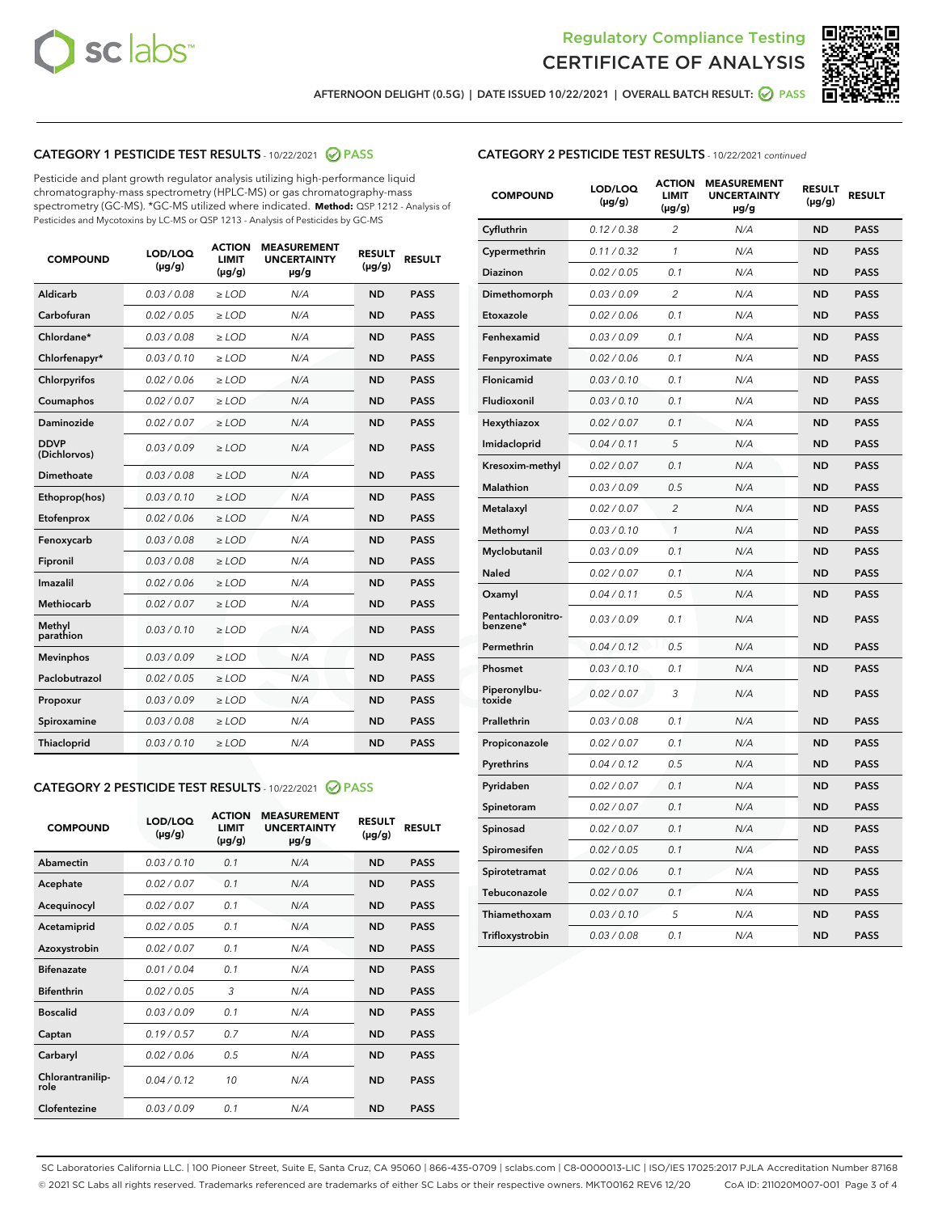Regulatory Compliance Testing

# CERTIFICATE OF ANALYSIS

AFTERNOON DELIGHT (0.5G) | DATE ISSUED 10/22/2021 | OVERALL BATCH RESULT: PASS

## CATEGORY 1 PESTICIDE TEST RESULTS - 10/22/2021 PASS

Pesticide and plant growth regulator analysis utilizing high-performance liquid chromatography-mass spectrometry (HPLC-MS) or gas chromatography-mass spectrometry (GC-MS). *GC-MS utilized where indicated. **Method:** QSP 1212 - Analysis of Pesticides and Mycotoxins by LC-MS or QSP 1213 - Analysis of Pesticides by GC-MS

| COMPOUND | LOD/LOQ (µg/g) | ACTION LIMIT (µg/g) | MEASUREMENT UNCERTAINTY µg/g | RESULT (µg/g) | RESULT |
|---|---|---|---|---|---|
| Aldicarb | 0.03 / 0.08 | ≥ LOD | N/A | ND | PASS |
| Carbofuran | 0.02 / 0.05 | ≥ LOD | N/A | ND | PASS |
| Chlordane* | 0.03 / 0.08 | ≥ LOD | N/A | ND | PASS |
| Chlorfenapyr* | 0.03 / 0.10 | ≥ LOD | N/A | ND | PASS |
| Chlorpyrifos | 0.02 / 0.06 | ≥ LOD | N/A | ND | PASS |
| Coumaphos | 0.02 / 0.07 | ≥ LOD | N/A | ND | PASS |
| Daminozide | 0.02 / 0.07 | ≥ LOD | N/A | ND | PASS |
| DDVP (Dichlorvos) | 0.03 / 0.09 | ≥ LOD | N/A | ND | PASS |
| Dimethoate | 0.03 / 0.08 | ≥ LOD | N/A | ND | PASS |
| Ethoprop(hos) | 0.03 / 0.10 | ≥ LOD | N/A | ND | PASS |
| Etofenprox | 0.02 / 0.06 | ≥ LOD | N/A | ND | PASS |
| Fenoxycarb | 0.03 / 0.08 | ≥ LOD | N/A | ND | PASS |
| Fipronil | 0.03 / 0.08 | ≥ LOD | N/A | ND | PASS |
| Imazalil | 0.02 / 0.06 | ≥ LOD | N/A | ND | PASS |
| Methiocarb | 0.02 / 0.07 | ≥ LOD | N/A | ND | PASS |
| Methyl parathion | 0.03 / 0.10 | ≥ LOD | N/A | ND | PASS |
| Mevinphos | 0.03 / 0.09 | ≥ LOD | N/A | ND | PASS |
| Paclobutrazol | 0.02 / 0.05 | ≥ LOD | N/A | ND | PASS |
| Propoxur | 0.03 / 0.09 | ≥ LOD | N/A | ND | PASS |
| Spiroxamine | 0.03 / 0.08 | ≥ LOD | N/A | ND | PASS |
| Thiacloprid | 0.03 / 0.10 | ≥ LOD | N/A | ND | PASS |

## CATEGORY 2 PESTICIDE TEST RESULTS - 10/22/2021 PASS

| COMPOUND | LOD/LOQ (µg/g) | ACTION LIMIT (µg/g) | MEASUREMENT UNCERTAINTY µg/g | RESULT (µg/g) | RESULT |
|---|---|---|---|---|---|
| Abamectin | 0.03 / 0.10 | 0.1 | N/A | ND | PASS |
| Acephate | 0.02 / 0.07 | 0.1 | N/A | ND | PASS |
| Acequinocyl | 0.02 / 0.07 | 0.1 | N/A | ND | PASS |
| Acetamiprid | 0.02 / 0.05 | 0.1 | N/A | ND | PASS |
| Azoxystrobin | 0.02 / 0.07 | 0.1 | N/A | ND | PASS |
| Bifenazate | 0.01 / 0.04 | 0.1 | N/A | ND | PASS |
| Bifenthrin | 0.02 / 0.05 | 3 | N/A | ND | PASS |
| Boscalid | 0.03 / 0.09 | 0.1 | N/A | ND | PASS |
| Captan | 0.19 / 0.57 | 0.7 | N/A | ND | PASS |
| Carbaryl | 0.02 / 0.06 | 0.5 | N/A | ND | PASS |
| Chlorantraniliprole | 0.04 / 0.12 | 10 | N/A | ND | PASS |
| Clofentezine | 0.03 / 0.09 | 0.1 | N/A | ND | PASS |
| Cyfluthrin | 0.12 / 0.38 | 2 | N/A | ND | PASS |
| Cypermethrin | 0.11 / 0.32 | 1 | N/A | ND | PASS |
| Diazinon | 0.02 / 0.05 | 0.1 | N/A | ND | PASS |
| Dimethomorph | 0.03 / 0.09 | 2 | N/A | ND | PASS |
| Etoxazole | 0.02 / 0.06 | 0.1 | N/A | ND | PASS |
| Fenhexamid | 0.03 / 0.09 | 0.1 | N/A | ND | PASS |
| Fenpyroximate | 0.02 / 0.06 | 0.1 | N/A | ND | PASS |
| Flonicamid | 0.03 / 0.10 | 0.1 | N/A | ND | PASS |
| Fludioxonil | 0.03 / 0.10 | 0.1 | N/A | ND | PASS |
| Hexythiazox | 0.02 / 0.07 | 0.1 | N/A | ND | PASS |
| Imidacloprid | 0.04 / 0.11 | 5 | N/A | ND | PASS |
| Kresoxim-methyl | 0.02 / 0.07 | 0.1 | N/A | ND | PASS |
| Malathion | 0.03 / 0.09 | 0.5 | N/A | ND | PASS |
| Metalaxyl | 0.02 / 0.07 | 2 | N/A | ND | PASS |
| Methomyl | 0.03 / 0.10 | 1 | N/A | ND | PASS |
| Myclobutanil | 0.03 / 0.09 | 0.1 | N/A | ND | PASS |
| Naled | 0.02 / 0.07 | 0.1 | N/A | ND | PASS |
| Oxamyl | 0.04 / 0.11 | 0.5 | N/A | ND | PASS |
| Pentachloronitrobenzene* | 0.03 / 0.09 | 0.1 | N/A | ND | PASS |
| Permethrin | 0.04 / 0.12 | 0.5 | N/A | ND | PASS |
| Phosmet | 0.03 / 0.10 | 0.1 | N/A | ND | PASS |
| Piperonylbutoxide | 0.02 / 0.07 | 3 | N/A | ND | PASS |
| Prallethrin | 0.03 / 0.08 | 0.1 | N/A | ND | PASS |
| Propiconazole | 0.02 / 0.07 | 0.1 | N/A | ND | PASS |
| Pyrethrins | 0.04 / 0.12 | 0.5 | N/A | ND | PASS |
| Pyridaben | 0.02 / 0.07 | 0.1 | N/A | ND | PASS |
| Spinetoram | 0.02 / 0.07 | 0.1 | N/A | ND | PASS |
| Spinosad | 0.02 / 0.07 | 0.1 | N/A | ND | PASS |
| Spiromesifen | 0.02 / 0.05 | 0.1 | N/A | ND | PASS |
| Spirotetramat | 0.02 / 0.06 | 0.1 | N/A | ND | PASS |
| Tebuconazole | 0.02 / 0.07 | 0.1 | N/A | ND | PASS |
| Thiamethoxam | 0.03 / 0.10 | 5 | N/A | ND | PASS |
| Trifloxystrobin | 0.03 / 0.08 | 0.1 | N/A | ND | PASS |

SC Laboratories California LLC. | 100 Pioneer Street, Suite E, Santa Cruz, CA 95060 | 866-435-0709 | sclabs.com | C8-0000013-LIC | ISO/IES 17025:2017 PJLA Accreditation Number 87168
© 2021 SC Labs all rights reserved. Trademarks referenced are trademarks of either SC Labs or their respective owners. MKT00162 REV6 12/20 CoA ID: 211020M007-001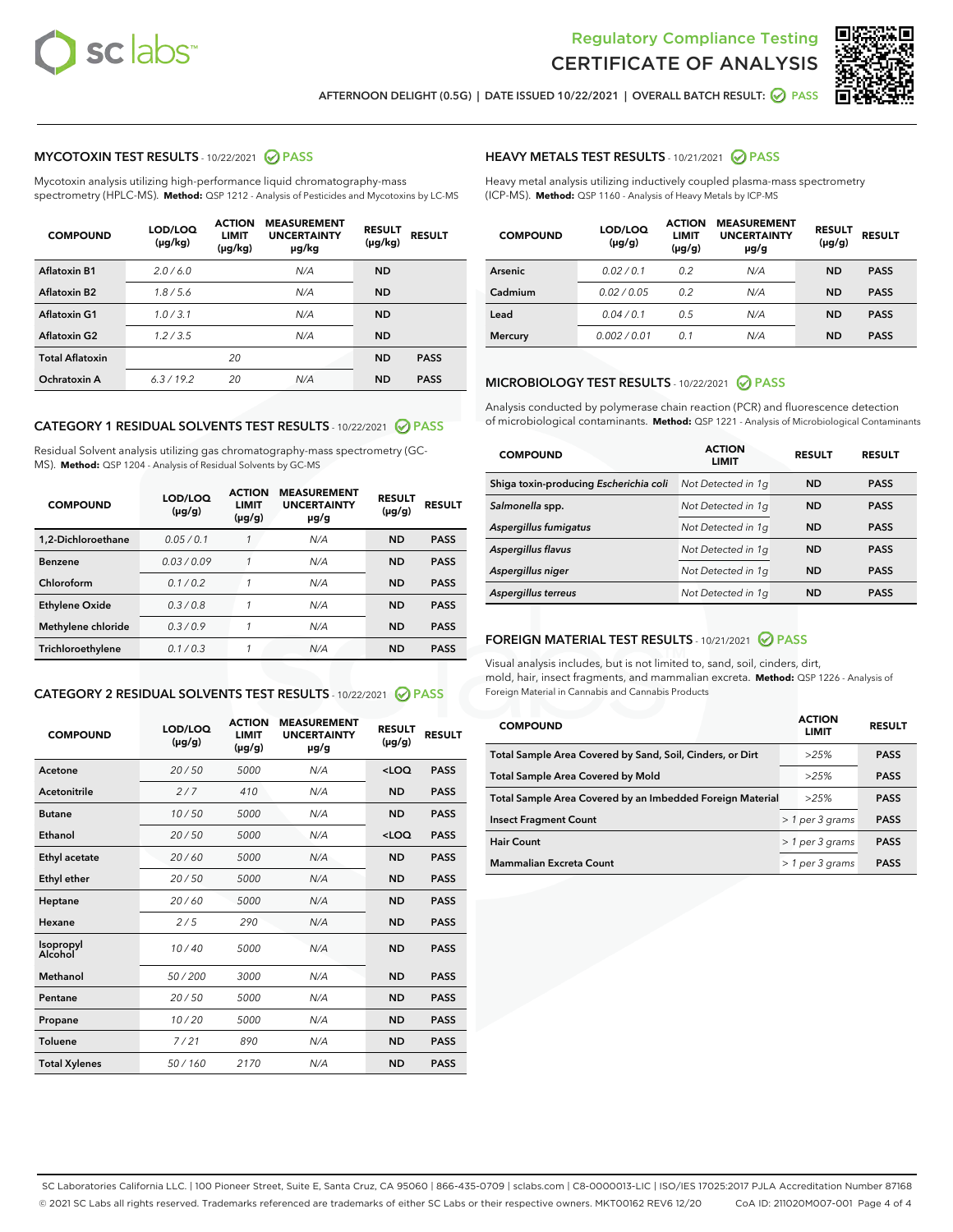Regulatory Compliance Testing

# CERTIFICATE OF ANALYSIS

AFTERNOON DELIGHT (0.5G) | DATE ISSUED 10/22/2021 | OVERALL BATCH RESULT: PASS

## MYCOTOXIN TEST RESULTS - 10/22/2021 PASS

Mycotoxin analysis utilizing high-performance liquid chromatography-mass spectrometry (HPLC-MS). **Method:** QSP 1212 - Analysis of Pesticides and Mycotoxins by LC-MS

| COMPOUND | LOD/LOQ (μg/kg) | ACTION LIMIT (μg/kg) | MEASUREMENT UNCERTAINTY μg/kg | RESULT (μg/kg) | RESULT |
|---|---|---|---|---|---|
| Aflatoxin B1 | 2.0 / 6.0 | | N/A | ND | |
| Aflatoxin B2 | 1.8 / 5.6 | | N/A | ND | |
| Aflatoxin G1 | 1.0 / 3.1 | | N/A | ND | |
| Aflatoxin G2 | 1.2 / 3.5 | | N/A | ND | |
| Total Aflatoxin | | 20 | | ND | PASS |
| Ochratoxin A | 6.3 / 19.2 | 20 | N/A | ND | PASS |

## CATEGORY 1 RESIDUAL SOLVENTS TEST RESULTS - 10/22/2021 PASS

Residual Solvent analysis utilizing gas chromatography-mass spectrometry (GC-MS). **Method:** QSP 1204 - Analysis of Residual Solvents by GC-MS

| COMPOUND | LOD/LOQ (μg/g) | ACTION LIMIT (μg/g) | MEASUREMENT UNCERTAINTY μg/g | RESULT (μg/g) | RESULT |
|---|---|---|---|---|---|
| 1,2-Dichloroethane | 0.05 / 0.1 | 1 | N/A | ND | PASS |
| Benzene | 0.03 / 0.09 | 1 | N/A | ND | PASS |
| Chloroform | 0.1 / 0.2 | 1 | N/A | ND | PASS |
| Ethylene Oxide | 0.3 / 0.8 | 1 | N/A | ND | PASS |
| Methylene chloride | 0.3 / 0.9 | 1 | N/A | ND | PASS |
| Trichloroethylene | 0.1 / 0.3 | 1 | N/A | ND | PASS |

## CATEGORY 2 RESIDUAL SOLVENTS TEST RESULTS - 10/22/2021 PASS

| COMPOUND | LOD/LOQ (μg/g) | ACTION LIMIT (μg/g) | MEASUREMENT UNCERTAINTY μg/g | RESULT (μg/g) | RESULT |
|---|---|---|---|---|---|
| Acetone | 20 / 50 | 5000 | N/A | <LOQ | PASS |
| Acetonitrile | 2 / 7 | 410 | N/A | ND | PASS |
| Butane | 10 / 50 | 5000 | N/A | ND | PASS |
| Ethanol | 20 / 50 | 5000 | N/A | <LOQ | PASS |
| Ethyl acetate | 20 / 60 | 5000 | N/A | ND | PASS |
| Ethyl ether | 20 / 50 | 5000 | N/A | ND | PASS |
| Heptane | 20 / 60 | 5000 | N/A | ND | PASS |
| Hexane | 2 / 5 | 290 | N/A | ND | PASS |
| Isopropyl Alcohol | 10 / 40 | 5000 | N/A | ND | PASS |
| Methanol | 50 / 200 | 3000 | N/A | ND | PASS |
| Pentane | 20 / 50 | 5000 | N/A | ND | PASS |
| Propane | 10 / 20 | 5000 | N/A | ND | PASS |
| Toluene | 7 / 21 | 890 | N/A | ND | PASS |
| Total Xylenes | 50 / 160 | 2170 | N/A | ND | PASS |

## HEAVY METALS TEST RESULTS - 10/21/2021 PASS

Heavy metal analysis utilizing inductively coupled plasma-mass spectrometry (ICP-MS). **Method:** QSP 1160 - Analysis of Heavy Metals by ICP-MS

| COMPOUND | LOD/LOQ (μg/g) | ACTION LIMIT (μg/g) | MEASUREMENT UNCERTAINTY μg/g | RESULT (μg/g) | RESULT |
|---|---|---|---|---|---|
| Arsenic | 0.02 / 0.1 | 0.2 | N/A | ND | PASS |
| Cadmium | 0.02 / 0.05 | 0.2 | N/A | ND | PASS |
| Lead | 0.04 / 0.1 | 0.5 | N/A | ND | PASS |
| Mercury | 0.002 / 0.01 | 0.1 | N/A | ND | PASS |

## MICROBIOLOGY TEST RESULTS - 10/22/2021 PASS

Analysis conducted by polymerase chain reaction (PCR) and fluorescence detection of microbiological contaminants. **Method:** QSP 1221 - Analysis of Microbiological Contaminants

| COMPOUND | ACTION LIMIT | RESULT | RESULT |
|---|---|---|---|
| Shiga toxin-producing *Escherichia coli* | Not Detected in 1g | ND | PASS |
| *Salmonella* spp. | Not Detected in 1g | ND | PASS |
| *Aspergillus fumigatus* | Not Detected in 1g | ND | PASS |
| *Aspergillus flavus* | Not Detected in 1g | ND | PASS |
| *Aspergillus niger* | Not Detected in 1g | ND | PASS |
| *Aspergillus terreus* | Not Detected in 1g | ND | PASS |

## FOREIGN MATERIAL TEST RESULTS - 10/21/2021 PASS

Visual analysis includes, but is not limited to, sand, soil, cinders, dirt, mold, hair, insect fragments, and mammalian excreta. **Method:** QSP 1226 - Analysis of Foreign Material in Cannabis and Cannabis Products

| COMPOUND | ACTION LIMIT | RESULT |
|---|---|---|
| Total Sample Area Covered by Sand, Soil, Cinders, or Dirt | >25% | PASS |
| Total Sample Area Covered by Mold | >25% | PASS |
| Total Sample Area Covered by an Imbedded Foreign Material | >25% | PASS |
| Insect Fragment Count | > 1 per 3 grams | PASS |
| Hair Count | > 1 per 3 grams | PASS |
| Mammalian Excreta Count | > 1 per 3 grams | PASS |

SC Laboratories California LLC. | 100 Pioneer Street, Suite E, Santa Cruz, CA 95060 | 866-435-0709 | sclabs.com | C8-0000013-LIC | ISO/IES 17025:2017 PJLA Accreditation Number 87168
© 2021 SC Labs all rights reserved. Trademarks referenced are trademarks of either SC Labs or their respective owners. MKT00162 REV6 12/20 CoA ID: 211020M007-001